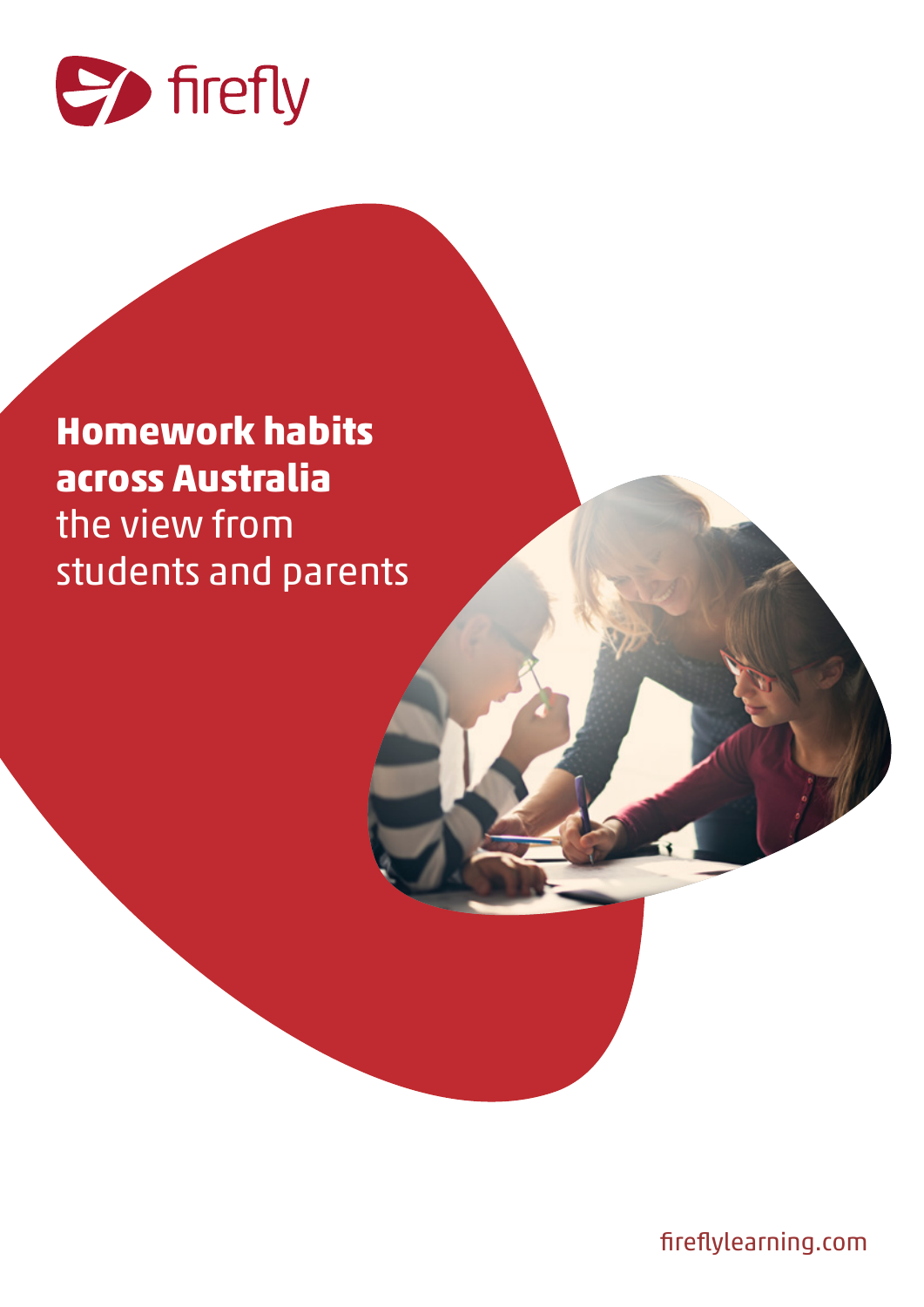firefly

# Homework habits across Australia

## the view from students and parents

fireflylearning.com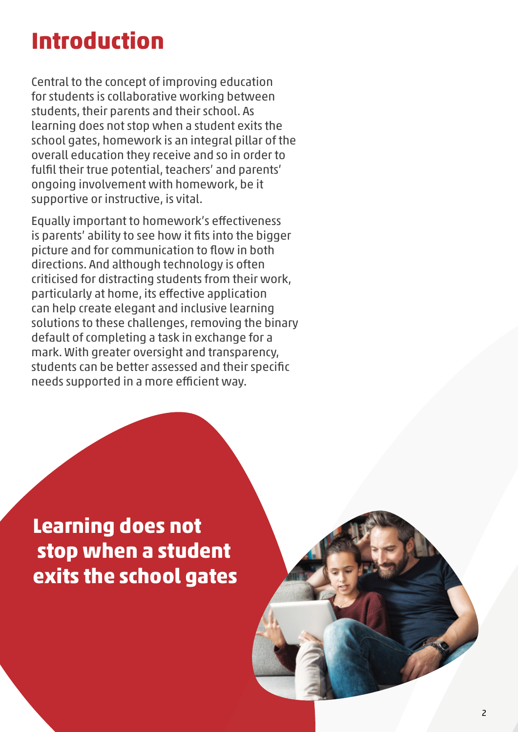# Introduction

Central to the concept of improving education for students is collaborative working between students, their parents and their school. As learning does not stop when a student exits the school gates, homework is an integral pillar of the overall education they receive and so in order to fulfil their true potential, teachers' and parents' ongoing involvement with homework, be it supportive or instructive, is vital.

Equally important to homework's effectiveness is parents' ability to see how it fits into the bigger picture and for communication to flow in both directions. And although technology is often criticised for distracting students from their work, particularly at home, its effective application can help create elegant and inclusive learning solutions to these challenges, removing the binary default of completing a task in exchange for a mark. With greater oversight and transparency, students can be better assessed and their specific needs supported in a more efficient way.

**Learning does not stop when a student exits the school gates**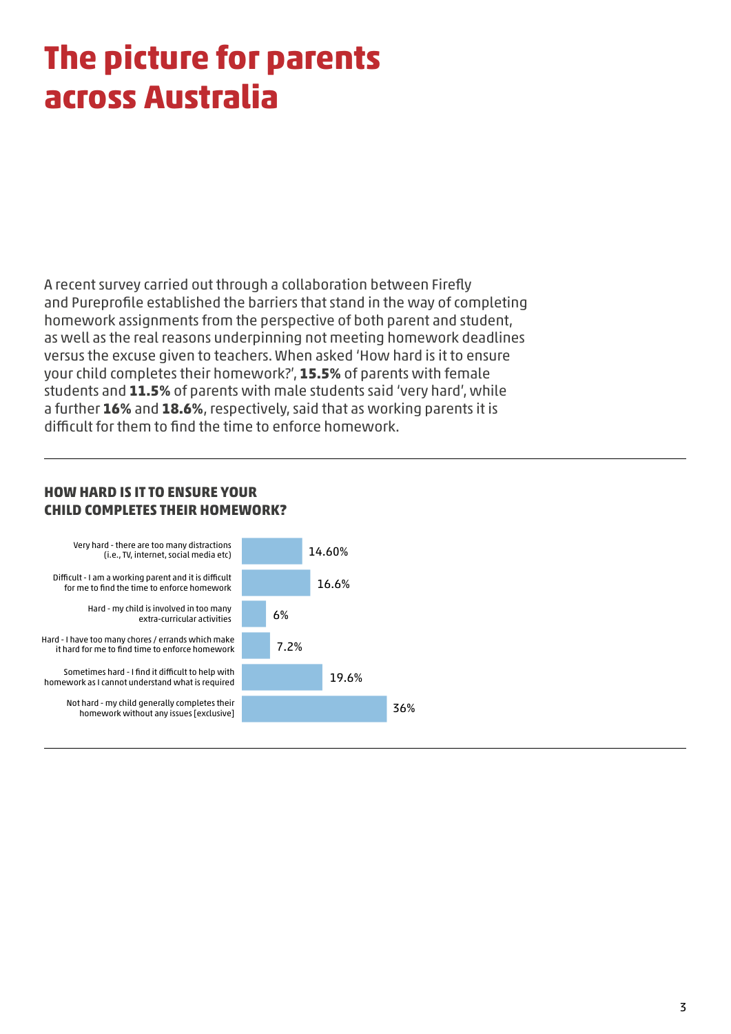# The picture for parents across Australia

A recent survey carried out through a collaboration between Firefly and Pureprofile established the barriers that stand in the way of completing homework assignments from the perspective of both parent and student, as well as the real reasons underpinning not meeting homework deadlines versus the excuse given to teachers. When asked 'How hard is it to ensure your child completes their homework?', **15.5%** of parents with female students and **11.5%** of parents with male students said 'very hard', while a further **16%** and **18.6%**, respectively, said that as working parents it is difficult for them to find the time to enforce homework.

### HOW HARD IS IT TO ENSURE YOUR CHILD COMPLETES THEIR HOMEWORK?

| Response | Percentage |
| --- | --- |
| Very hard - there are too many distractions (i.e., TV, internet, social media etc) | 14.60% |
| Difficult - I am a working parent and it is difficult for me to find the time to enforce homework | 16.6% |
| Hard - my child is involved in too many extra-curricular activities | 6% |
| Hard - I have too many chores / errands which make it hard for me to find time to enforce homework | 7.2% |
| Sometimes hard - I find it difficult to help with homework as I cannot understand what is required | 19.6% |
| Not hard - my child generally completes their homework without any issues [exclusive] | 36% |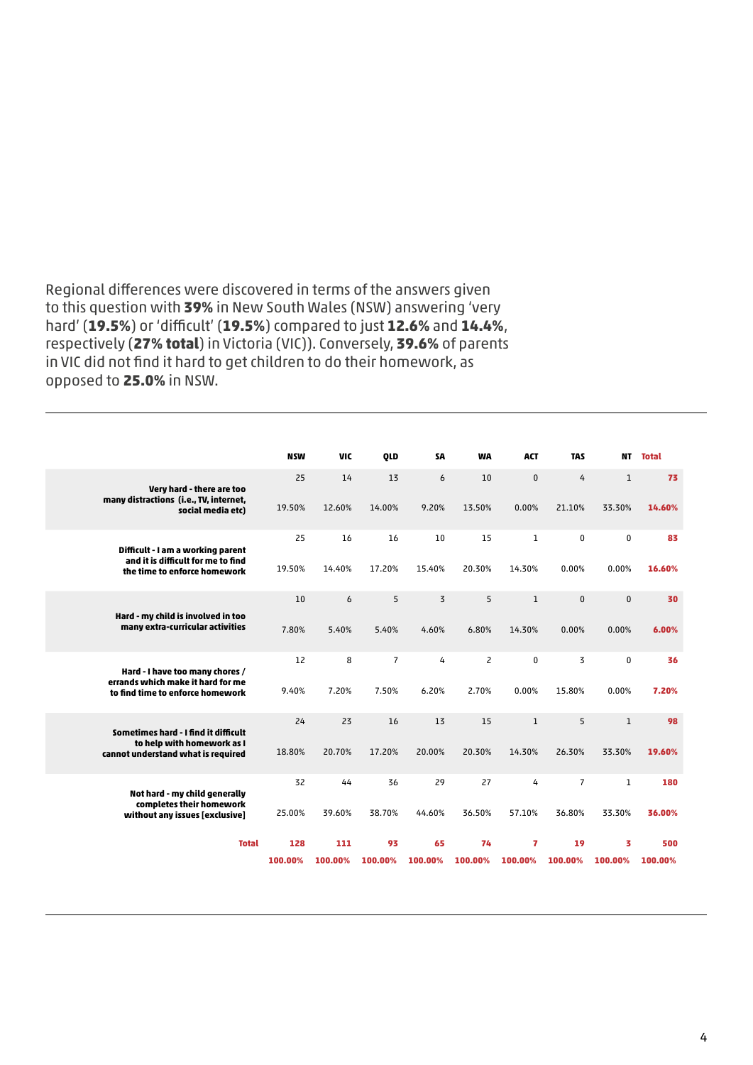Regional differences were discovered in terms of the answers given to this question with **39%** in New South Wales (NSW) answering 'very hard' (**19.5%**) or 'difficult' (**19.5%**) compared to just **12.6%** and **14.4%**, respectively (**27% total**) in Victoria (VIC)). Conversely, **39.6%** of parents in VIC did not find it hard to get children to do their homework, as opposed to **25.0%** in NSW.

| | NSW | VIC | QLD | SA | WA | ACT | TAS | NT | Total |
|---|---|---|---|---|---|---|---|---|---|
| **Very hard - there are too many distractions (i.e., TV, internet, social media etc)** | 25 | 14 | 13 | 6 | 10 | 0 | 4 | 1 | **73** |
| | 19.50% | 12.60% | 14.00% | 9.20% | 13.50% | 0.00% | 21.10% | 33.30% | **14.60%** |
| **Difficult - I am a working parent and it is difficult for me to find the time to enforce homework** | 25 | 16 | 16 | 10 | 15 | 1 | 0 | 0 | **83** |
| | 19.50% | 14.40% | 17.20% | 15.40% | 20.30% | 14.30% | 0.00% | 0.00% | **16.60%** |
| **Hard - my child is involved in too many extra-curricular activities** | 10 | 6 | 5 | 3 | 5 | 1 | 0 | 0 | **30** |
| | 7.80% | 5.40% | 5.40% | 4.60% | 6.80% | 14.30% | 0.00% | 0.00% | **6.00%** |
| **Hard - I have too many chores / errands which make it hard for me to find time to enforce homework** | 12 | 8 | 7 | 4 | 2 | 0 | 3 | 0 | **36** |
| | 9.40% | 7.20% | 7.50% | 6.20% | 2.70% | 0.00% | 15.80% | 0.00% | **7.20%** |
| **Sometimes hard - I find it difficult to help with homework as I cannot understand what is required** | 24 | 23 | 16 | 13 | 15 | 1 | 5 | 1 | **98** |
| | 18.80% | 20.70% | 17.20% | 20.00% | 20.30% | 14.30% | 26.30% | 33.30% | **19.60%** |
| **Not hard - my child generally completes their homework without any issues [exclusive]** | 32 | 44 | 36 | 29 | 27 | 4 | 7 | 1 | **180** |
| | 25.00% | 39.60% | 38.70% | 44.60% | 36.50% | 57.10% | 36.80% | 33.30% | **36.00%** |
| **Total** | **128** | **111** | **93** | **65** | **74** | **7** | **19** | **3** | **500** |
| | **100.00%** | **100.00%** | **100.00%** | **100.00%** | **100.00%** | **100.00%** | **100.00%** | **100.00%** | **100.00%** |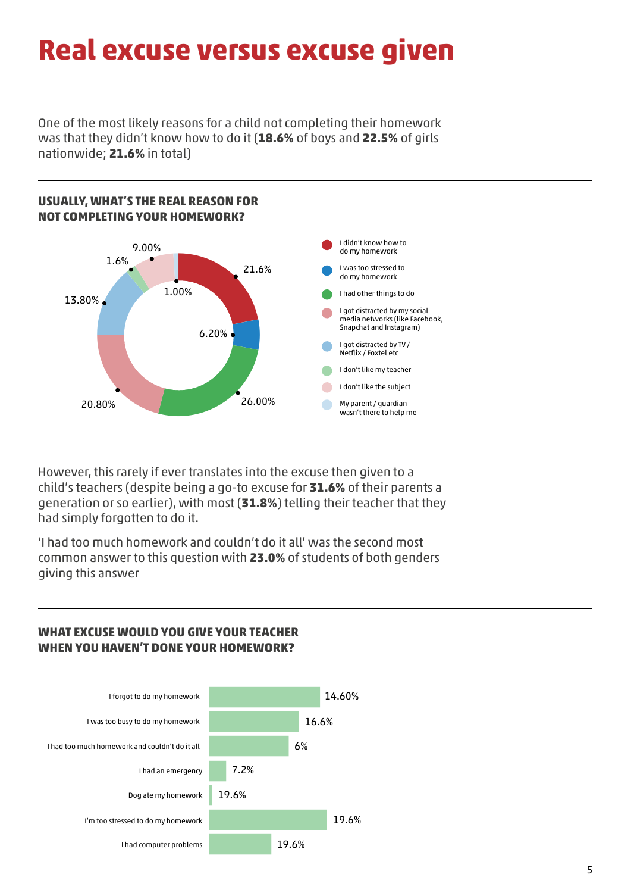# Real excuse versus excuse given

One of the most likely reasons for a child not completing their homework was that they didn't know how to do it (**18.6%** of boys and **22.5%** of girls nationwide; **21.6%** in total)

### USUALLY, WHAT'S THE REAL REASON FOR NOT COMPLETING YOUR HOMEWORK?

| Reason | % |
|---|---|
| I didn't know how to do my homework | 21.6% |
| I was too stressed to do my homework | 6.20% |
| I had other things to do | 26.00% |
| I got distracted by my social media networks (like Facebook, Snapchat and Instagram) | 20.80% |
| I got distracted by TV / Netflix / Foxtel etc | 13.80% |
| I don't like my teacher | 1.6% |
| I don't like the subject | 9.00% |
| My parent / guardian wasn't there to help me | 1.00% |

However, this rarely if ever translates into the excuse then given to a child's teachers (despite being a go-to excuse for **31.6%** of their parents a generation or so earlier), with most (**31.8%**) telling their teacher that they had simply forgotten to do it.

'I had too much homework and couldn't do it all' was the second most common answer to this question with **23.0%** of students of both genders giving this answer

### WHAT EXCUSE WOULD YOU GIVE YOUR TEACHER WHEN YOU HAVEN'T DONE YOUR HOMEWORK?

| Excuse | % |
|---|---|
| I forgot to do my homework | 14.60% |
| I was too busy to do my homework | 16.6% |
| I had too much homework and couldn't do it all | 6% |
| I had an emergency | 7.2% |
| Dog ate my homework | 19.6% |
| I'm too stressed to do my homework | 19.6% |
| I had computer problems | 19.6% |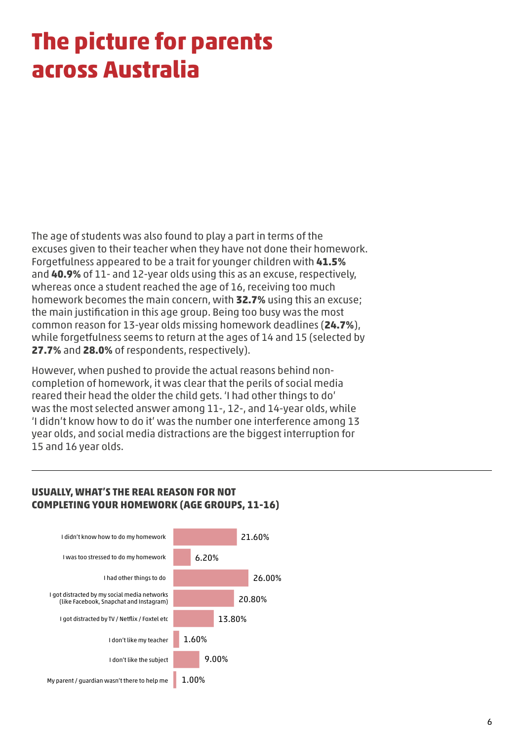# The picture for parents across Australia

The age of students was also found to play a part in terms of the excuses given to their teacher when they have not done their homework. Forgetfulness appeared to be a trait for younger children with **41.5%** and **40.9%** of 11- and 12-year olds using this as an excuse, respectively, whereas once a student reached the age of 16, receiving too much homework becomes the main concern, with **32.7%** using this an excuse; the main justification in this age group. Being too busy was the most common reason for 13-year olds missing homework deadlines (**24.7%**), while forgetfulness seems to return at the ages of 14 and 15 (selected by **27.7%** and **28.0%** of respondents, respectively).

However, when pushed to provide the actual reasons behind non-completion of homework, it was clear that the perils of social media reared their head the older the child gets. 'I had other things to do' was the most selected answer among 11-, 12-, and 14-year olds, while 'I didn't know how to do it' was the number one interference among 13 year olds, and social media distractions are the biggest interruption for 15 and 16 year olds.

---

### USUALLY, WHAT'S THE REAL REASON FOR NOT COMPLETING YOUR HOMEWORK (AGE GROUPS, 11-16)

| Reason | Percentage |
|---|---|
| I didn't know how to do my homework | 21.60% |
| I was too stressed to do my homework | 6.20% |
| I had other things to do | 26.00% |
| I got distracted by my social media networks (like Facebook, Snapchat and Instagram) | 20.80% |
| I got distracted by TV / Netflix / Foxtel etc | 13.80% |
| I don't like my teacher | 1.60% |
| I don't like the subject | 9.00% |
| My parent / guardian wasn't there to help me | 1.00% |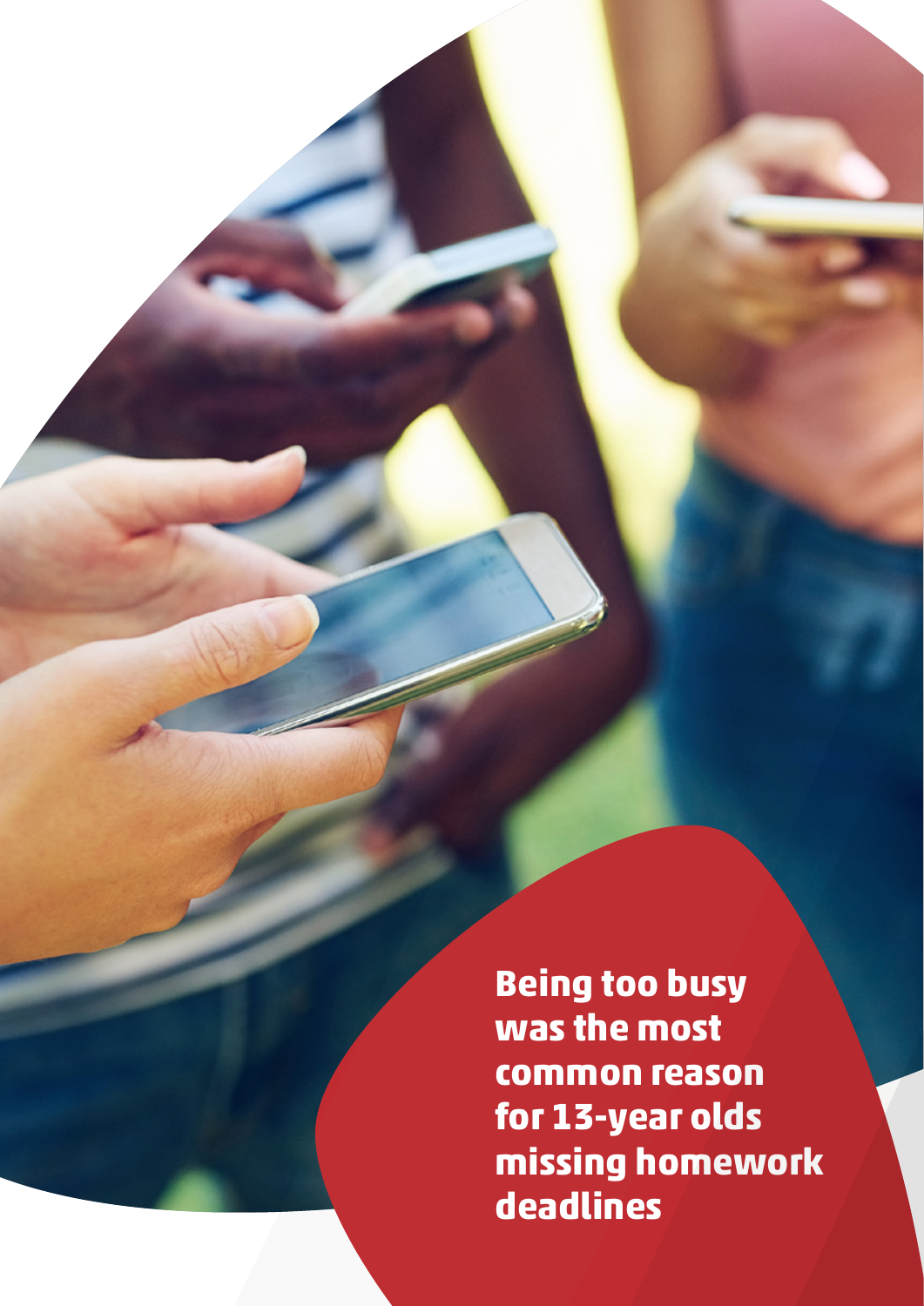**Being too busy was the most common reason for 13-year olds missing homework deadlines**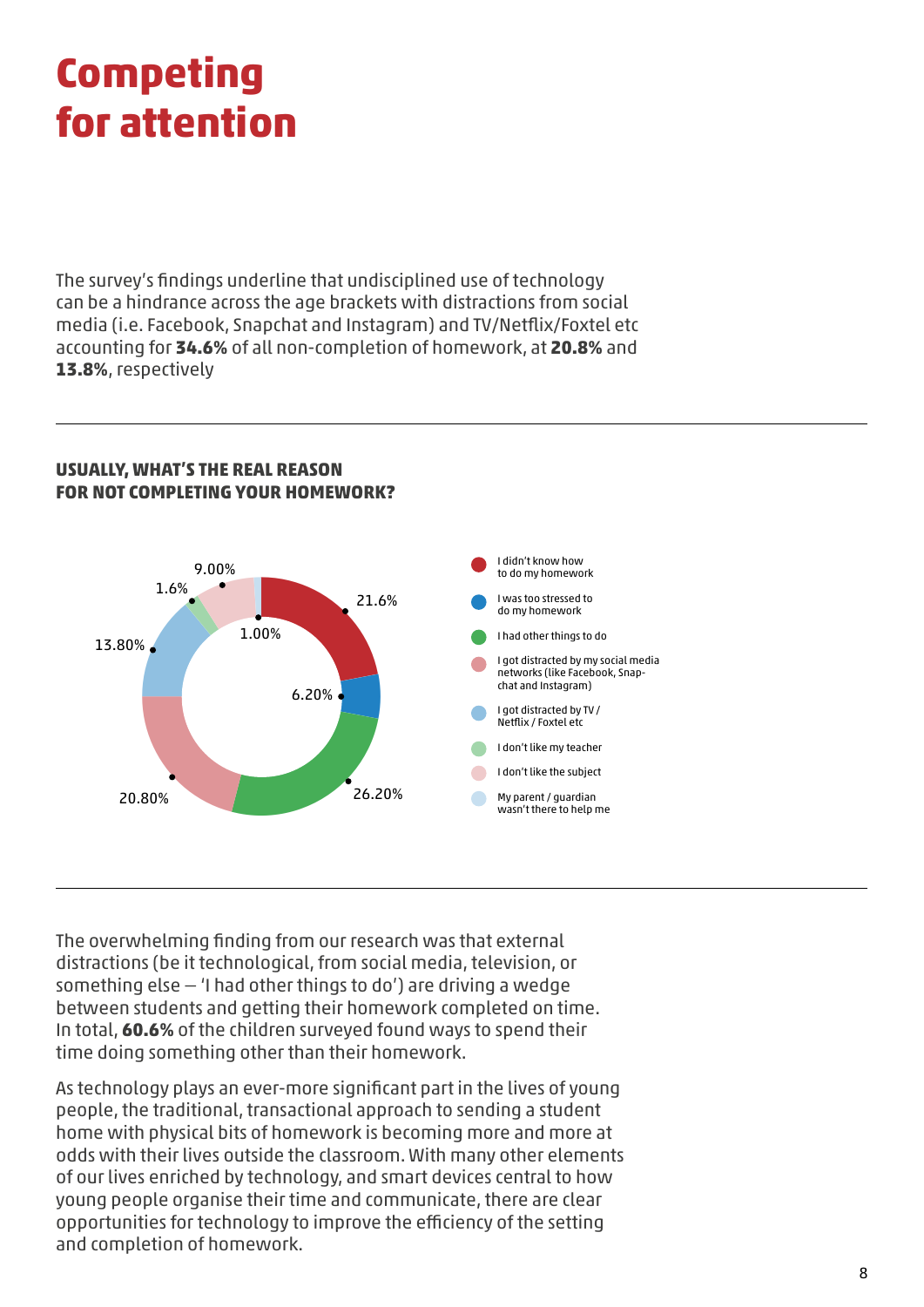# Competing for attention

The survey's findings underline that undisciplined use of technology can be a hindrance across the age brackets with distractions from social media (i.e. Facebook, Snapchat and Instagram) and TV/Netflix/Foxtel etc accounting for **34.6%** of all non-completion of homework, at **20.8%** and **13.8%**, respectively

**USUALLY, WHAT'S THE REAL REASON FOR NOT COMPLETING YOUR HOMEWORK?**

| Reason | Percentage |
| --- | --- |
| I didn't know how to do my homework | 21.6% |
| I was too stressed to do my homework | 6.20% |
| I had other things to do | 26.20% |
| I got distracted by my social media networks (like Facebook, Snapchat and Instagram) | 20.80% |
| I got distracted by TV / Netflix / Foxtel etc | 13.80% |
| I don't like my teacher | 1.6% |
| I don't like the subject | 9.00% |
| My parent / guardian wasn't there to help me | 1.00% |

The overwhelming finding from our research was that external distractions (be it technological, from social media, television, or something else – 'I had other things to do') are driving a wedge between students and getting their homework completed on time. In total, **60.6%** of the children surveyed found ways to spend their time doing something other than their homework.

As technology plays an ever-more significant part in the lives of young people, the traditional, transactional approach to sending a student home with physical bits of homework is becoming more and more at odds with their lives outside the classroom. With many other elements of our lives enriched by technology, and smart devices central to how young people organise their time and communicate, there are clear opportunities for technology to improve the efficiency of the setting and completion of homework.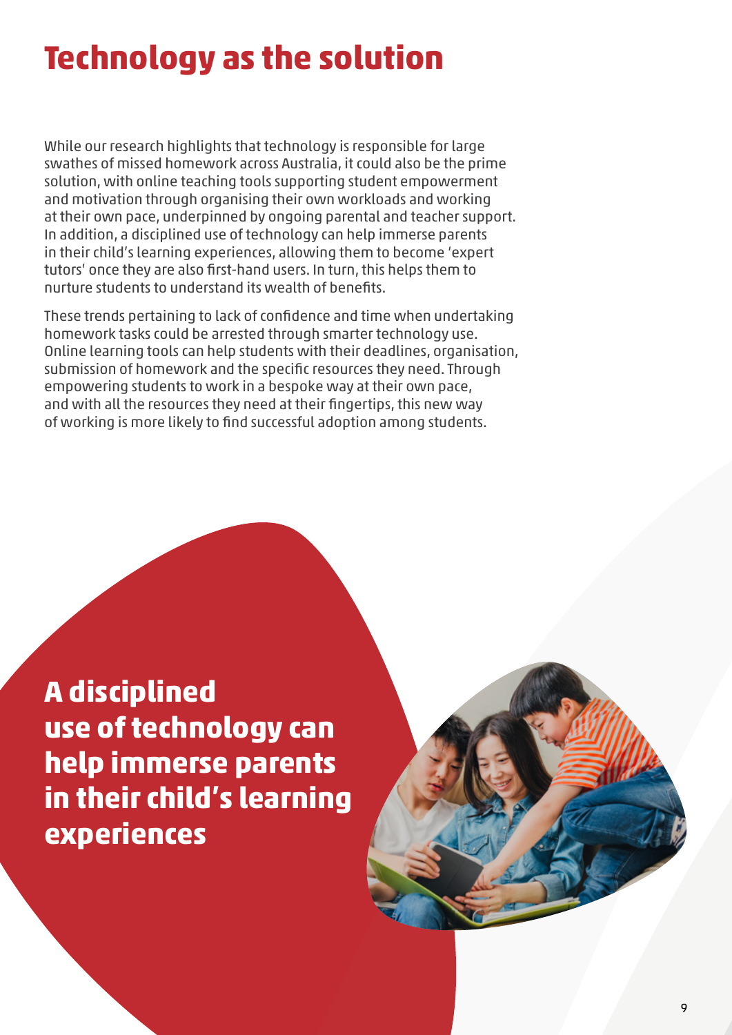# Technology as the solution

While our research highlights that technology is responsible for large swathes of missed homework across Australia, it could also be the prime solution, with online teaching tools supporting student empowerment and motivation through organising their own workloads and working at their own pace, underpinned by ongoing parental and teacher support. In addition, a disciplined use of technology can help immerse parents in their child's learning experiences, allowing them to become 'expert tutors' once they are also first-hand users. In turn, this helps them to nurture students to understand its wealth of benefits.

These trends pertaining to lack of confidence and time when undertaking homework tasks could be arrested through smarter technology use. Online learning tools can help students with their deadlines, organisation, submission of homework and the specific resources they need. Through empowering students to work in a bespoke way at their own pace, and with all the resources they need at their fingertips, this new way of working is more likely to find successful adoption among students.

**A disciplined use of technology can help immerse parents in their child's learning experiences**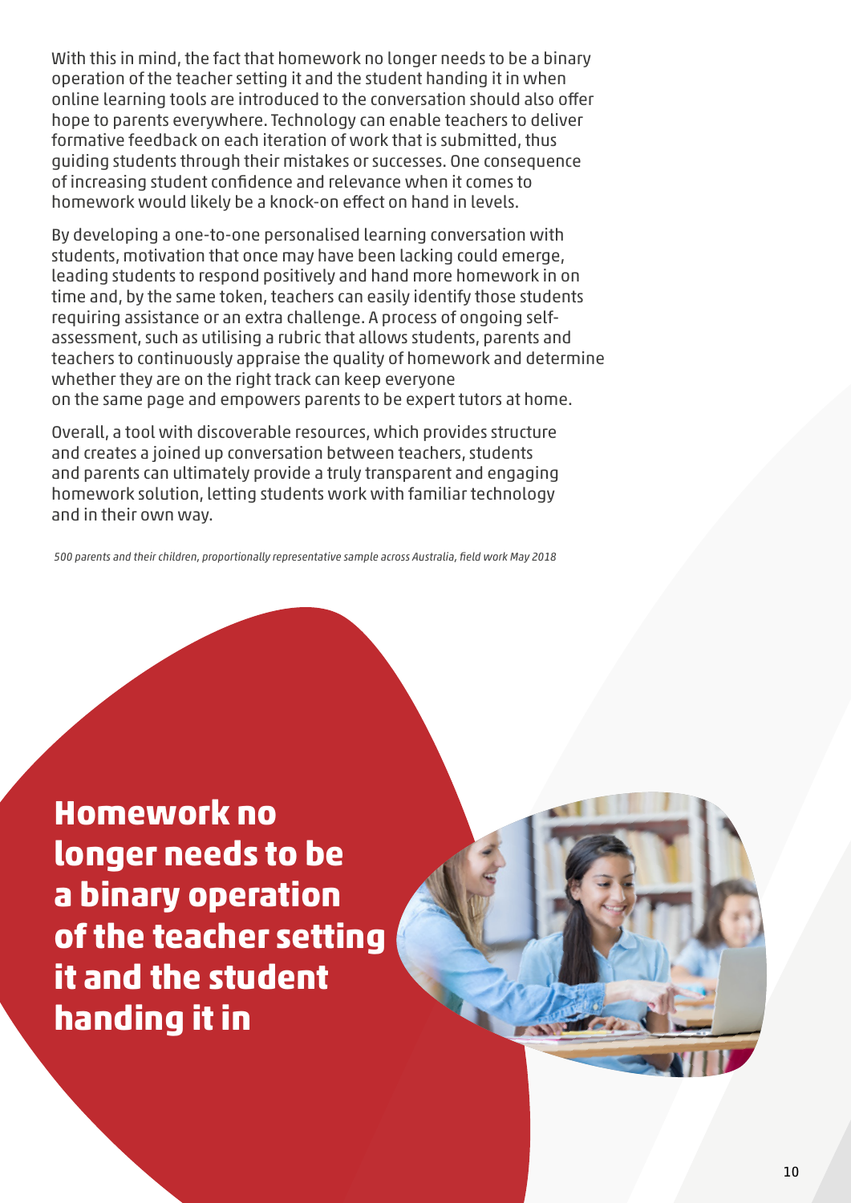With this in mind, the fact that homework no longer needs to be a binary operation of the teacher setting it and the student handing it in when online learning tools are introduced to the conversation should also offer hope to parents everywhere. Technology can enable teachers to deliver formative feedback on each iteration of work that is submitted, thus guiding students through their mistakes or successes. One consequence of increasing student confidence and relevance when it comes to homework would likely be a knock-on effect on hand in levels.

By developing a one-to-one personalised learning conversation with students, motivation that once may have been lacking could emerge, leading students to respond positively and hand more homework in on time and, by the same token, teachers can easily identify those students requiring assistance or an extra challenge. A process of ongoing self-assessment, such as utilising a rubric that allows students, parents and teachers to continuously appraise the quality of homework and determine whether they are on the right track can keep everyone on the same page and empowers parents to be expert tutors at home.

Overall, a tool with discoverable resources, which provides structure and creates a joined up conversation between teachers, students and parents can ultimately provide a truly transparent and engaging homework solution, letting students work with familiar technology and in their own way.

*500 parents and their children, proportionally representative sample across Australia, field work May 2018*

**Homework no longer needs to be a binary operation of the teacher setting it and the student handing it in**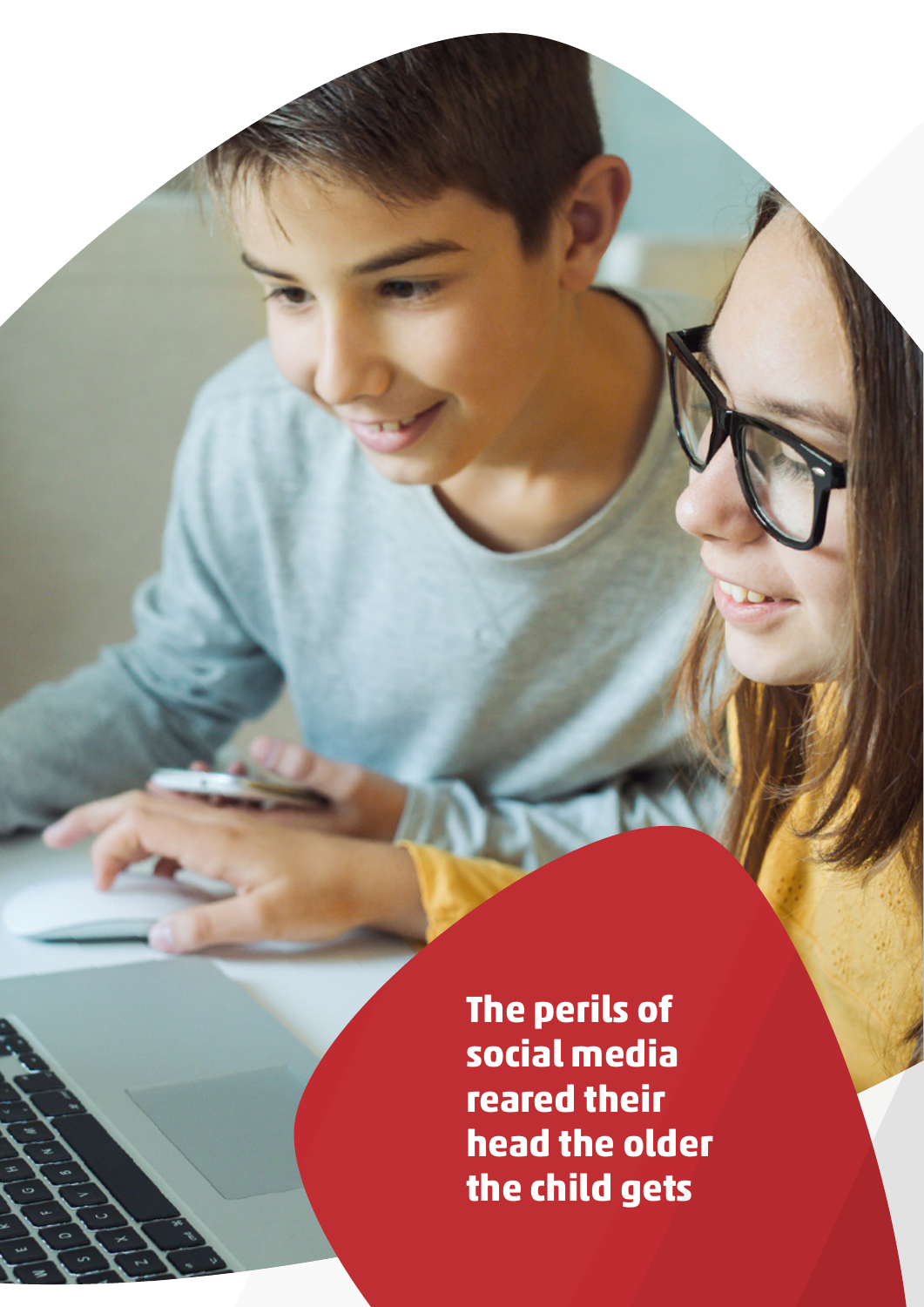**The perils of social media reared their head the older the child gets**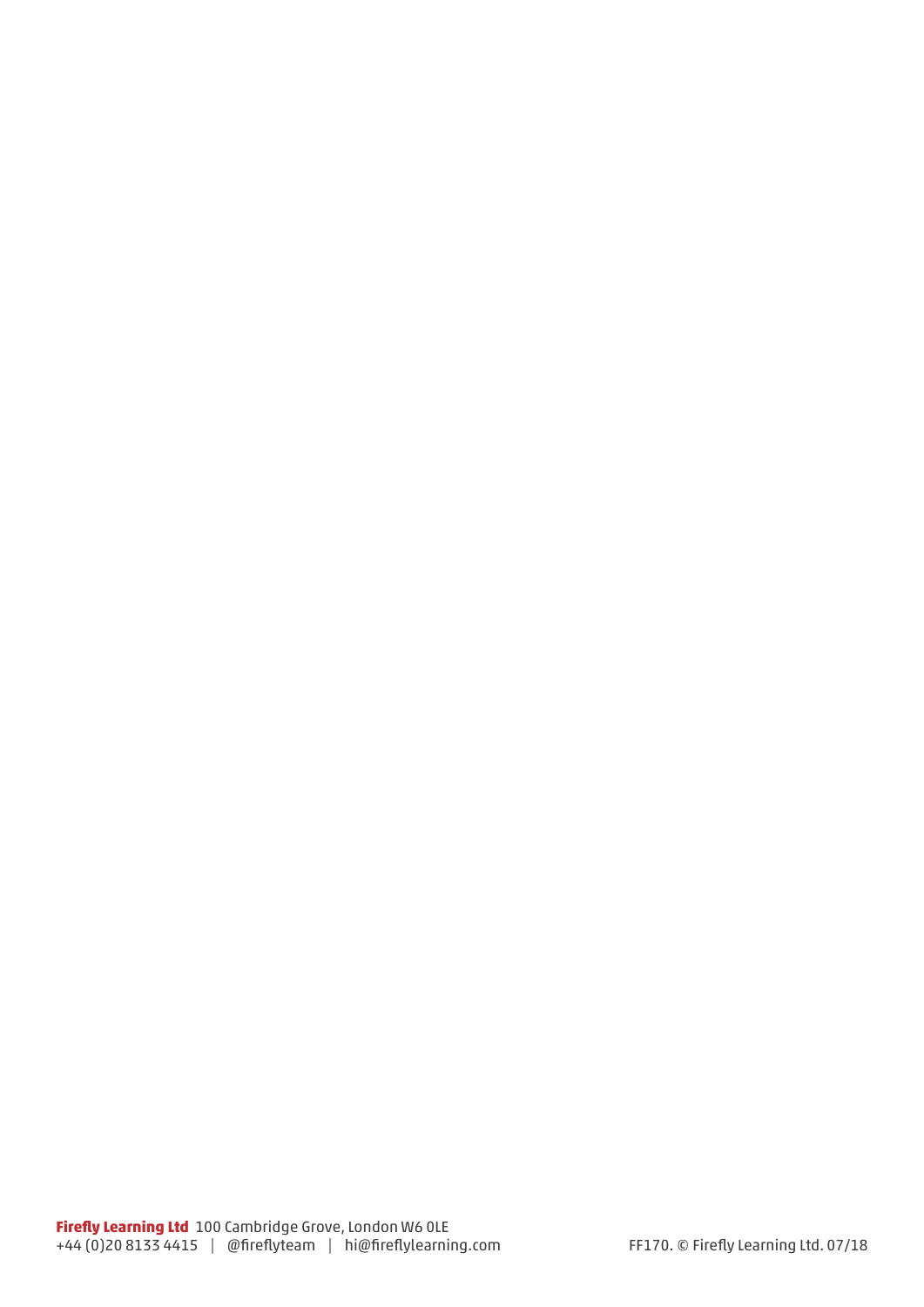**Firefly Learning Ltd** 100 Cambridge Grove, London W6 0LE
+44 (0)20 8133 4415 | @fireflyteam | hi@fireflylearning.com

FF170. © Firefly Learning Ltd. 07/18